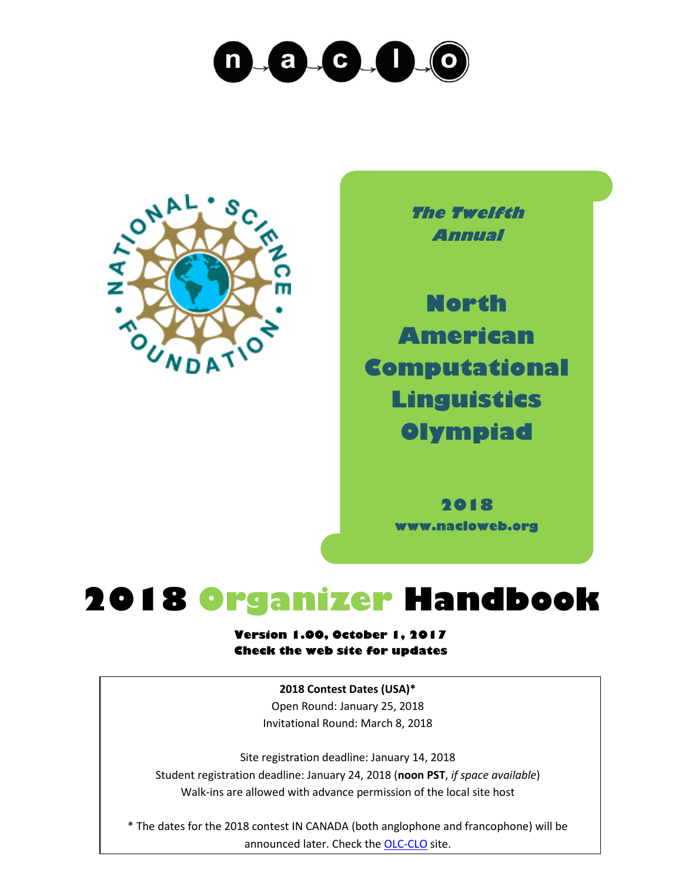n a c l o

NATIONAL • SCIENCE • FOUNDATION

*The Twelfth Annual*

**North American Computational Linguistics Olympiad**

**2018**

**www.nacloweb.org**

# 2018 Organizer Handbook

**Version 1.00, October 1, 2017**
**Check the web site for updates**

**2018 Contest Dates (USA)***

Open Round: January 25, 2018

Invitational Round: March 8, 2018

Site registration deadline: January 14, 2018

Student registration deadline: January 24, 2018 (**noon PST**, *if space available*)

Walk-ins are allowed with advance permission of the local site host

* The dates for the 2018 contest IN CANADA (both anglophone and francophone) will be announced later. Check the OLC-CLO site.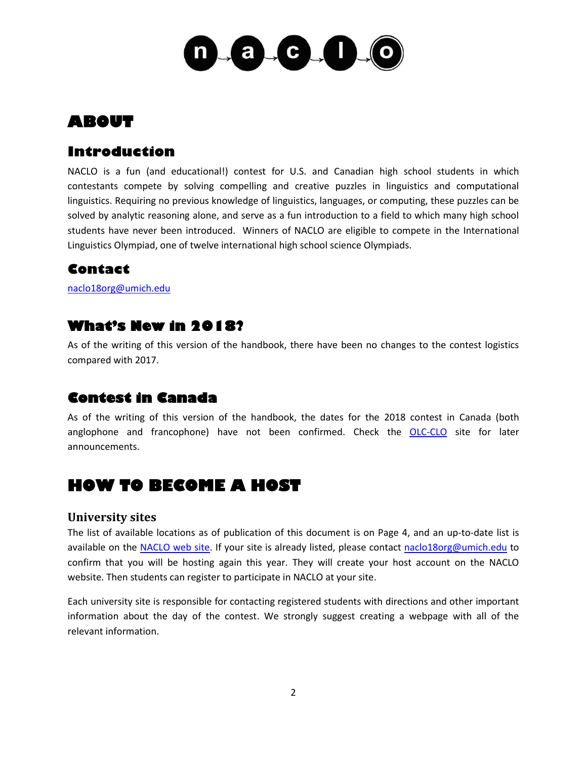# ABOUT

## Introduction

NACLO is a fun (and educational!) contest for U.S. and Canadian high school students in which contestants compete by solving compelling and creative puzzles in linguistics and computational linguistics. Requiring no previous knowledge of linguistics, languages, or computing, these puzzles can be solved by analytic reasoning alone, and serve as a fun introduction to a field to which many high school students have never been introduced. Winners of NACLO are eligible to compete in the International Linguistics Olympiad, one of twelve international high school science Olympiads.

## Contact

naclo18org@umich.edu

## What's New in 2018?

As of the writing of this version of the handbook, there have been no changes to the contest logistics compared with 2017.

## Contest in Canada

As of the writing of this version of the handbook, the dates for the 2018 contest in Canada (both anglophone and francophone) have not been confirmed. Check the OLC-CLO site for later announcements.

# HOW TO BECOME A HOST

### University sites

The list of available locations as of publication of this document is on Page 4, and an up-to-date list is available on the NACLO web site. If your site is already listed, please contact naclo18org@umich.edu to confirm that you will be hosting again this year. They will create your host account on the NACLO website. Then students can register to participate in NACLO at your site.

Each university site is responsible for contacting registered students with directions and other important information about the day of the contest. We strongly suggest creating a webpage with all of the relevant information.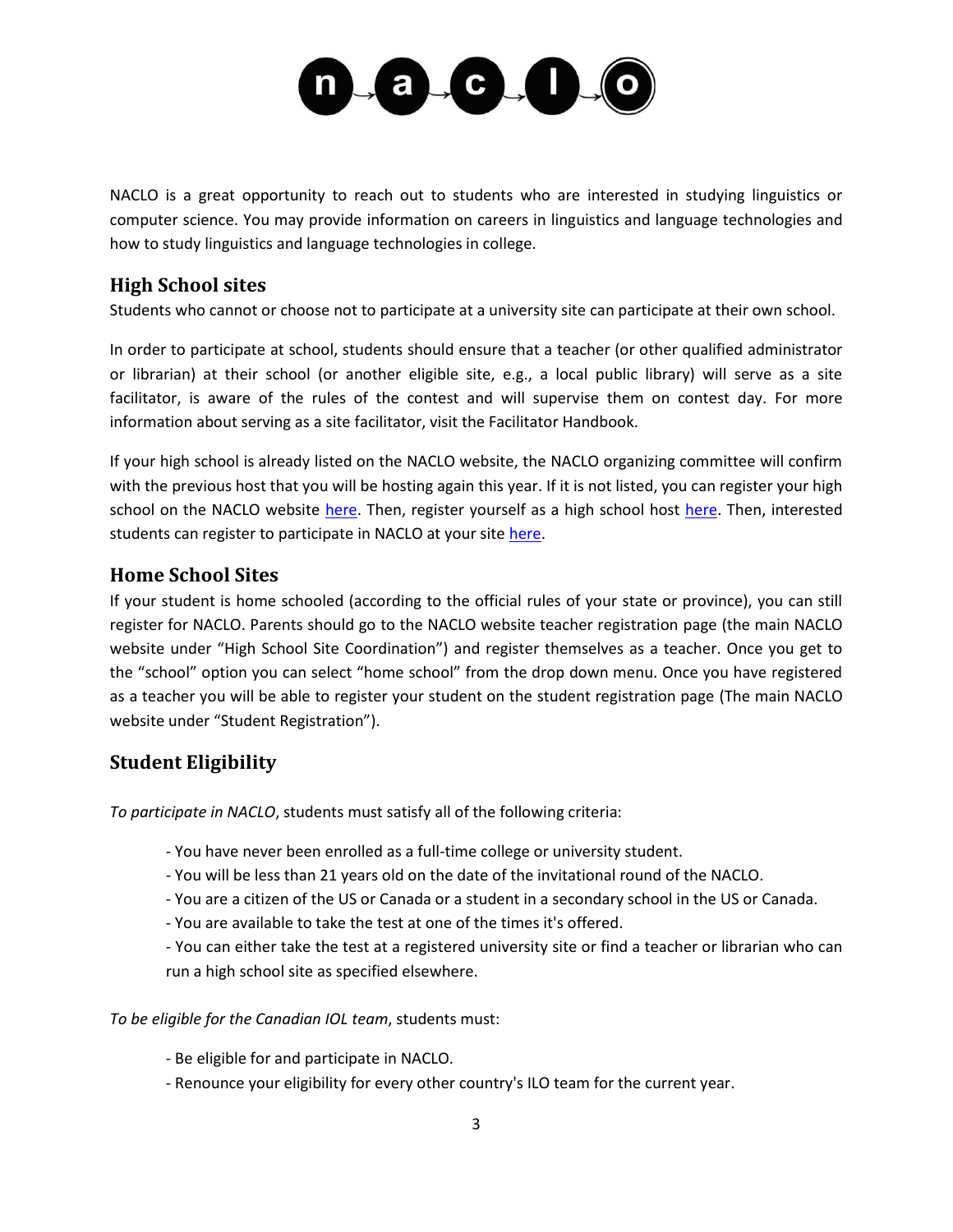NACLO is a great opportunity to reach out to students who are interested in studying linguistics or computer science. You may provide information on careers in linguistics and language technologies and how to study linguistics and language technologies in college.

## High School sites

Students who cannot or choose not to participate at a university site can participate at their own school.

In order to participate at school, students should ensure that a teacher (or other qualified administrator or librarian) at their school (or another eligible site, e.g., a local public library) will serve as a site facilitator, is aware of the rules of the contest and will supervise them on contest day. For more information about serving as a site facilitator, visit the Facilitator Handbook.

If your high school is already listed on the NACLO website, the NACLO organizing committee will confirm with the previous host that you will be hosting again this year. If it is not listed, you can register your high school on the NACLO website here. Then, register yourself as a high school host here. Then, interested students can register to participate in NACLO at your site here.

## Home School Sites

If your student is home schooled (according to the official rules of your state or province), you can still register for NACLO. Parents should go to the NACLO website teacher registration page (the main NACLO website under "High School Site Coordination") and register themselves as a teacher. Once you get to the "school" option you can select "home school" from the drop down menu. Once you have registered as a teacher you will be able to register your student on the student registration page (The main NACLO website under "Student Registration").

## Student Eligibility

*To participate in NACLO*, students must satisfy all of the following criteria:

- You have never been enrolled as a full-time college or university student.
- You will be less than 21 years old on the date of the invitational round of the NACLO.
- You are a citizen of the US or Canada or a student in a secondary school in the US or Canada.
- You are available to take the test at one of the times it's offered.
- You can either take the test at a registered university site or find a teacher or librarian who can run a high school site as specified elsewhere.

*To be eligible for the Canadian IOL team*, students must:

- Be eligible for and participate in NACLO.
- Renounce your eligibility for every other country's ILO team for the current year.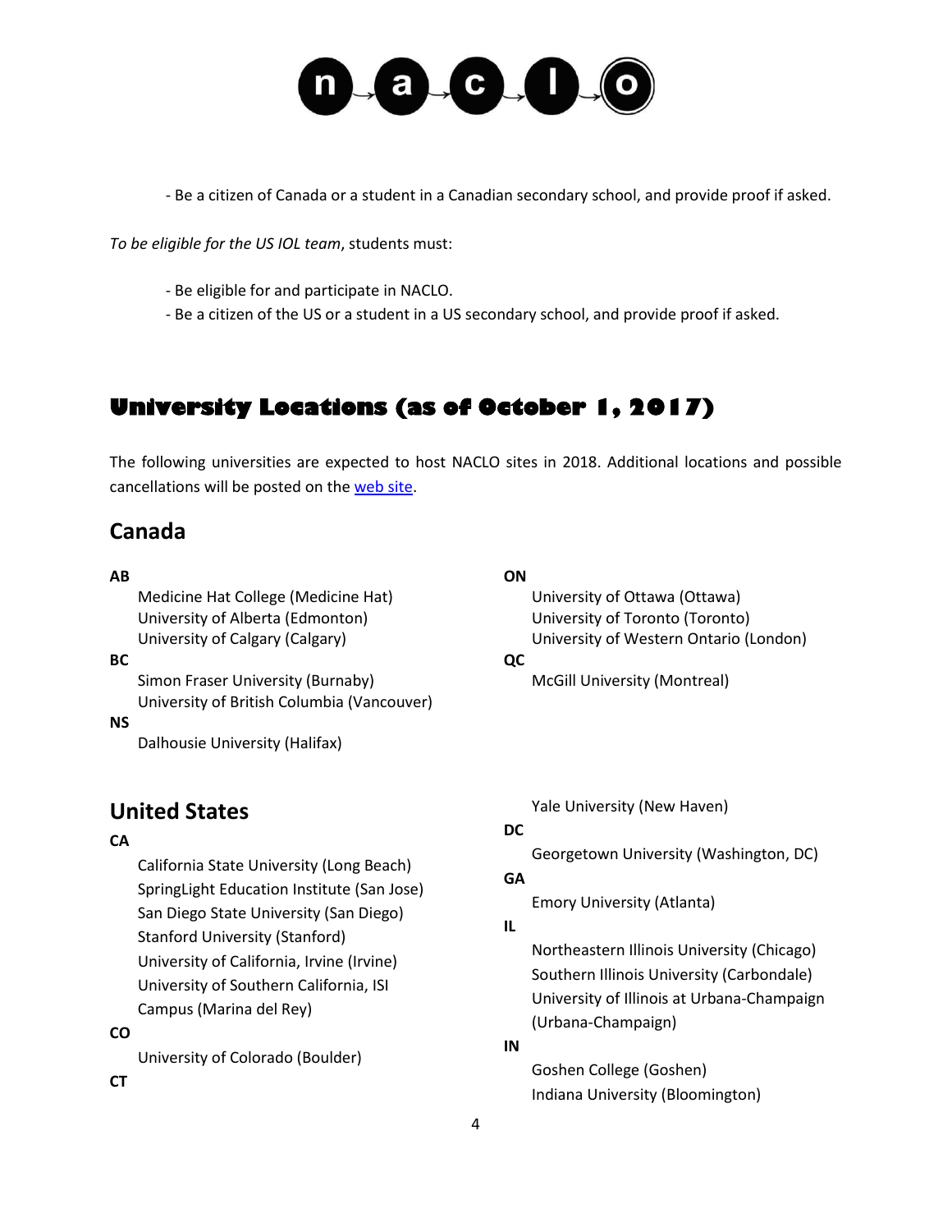- Be a citizen of Canada or a student in a Canadian secondary school, and provide proof if asked.

*To be eligible for the US IOL team*, students must:

- Be eligible for and participate in NACLO.
- Be a citizen of the US or a student in a US secondary school, and provide proof if asked.

# University Locations (as of October 1, 2017)

The following universities are expected to host NACLO sites in 2018. Additional locations and possible cancellations will be posted on the web site.

## Canada

**AB**

- Medicine Hat College (Medicine Hat)
- University of Alberta (Edmonton)
- University of Calgary (Calgary)

**BC**

- Simon Fraser University (Burnaby)
- University of British Columbia (Vancouver)

**NS**

- Dalhousie University (Halifax)

**ON**

- University of Ottawa (Ottawa)
- University of Toronto (Toronto)
- University of Western Ontario (London)

**QC**

- McGill University (Montreal)

## United States

**CA**

- California State University (Long Beach)
- SpringLight Education Institute (San Jose)
- San Diego State University (San Diego)
- Stanford University (Stanford)
- University of California, Irvine (Irvine)
- University of Southern California, ISI Campus (Marina del Rey)

**CO**

- University of Colorado (Boulder)

**CT**

- Yale University (New Haven)

**DC**

- Georgetown University (Washington, DC)

**GA**

- Emory University (Atlanta)

**IL**

- Northeastern Illinois University (Chicago)
- Southern Illinois University (Carbondale)
- University of Illinois at Urbana-Champaign (Urbana-Champaign)

**IN**

- Goshen College (Goshen)
- Indiana University (Bloomington)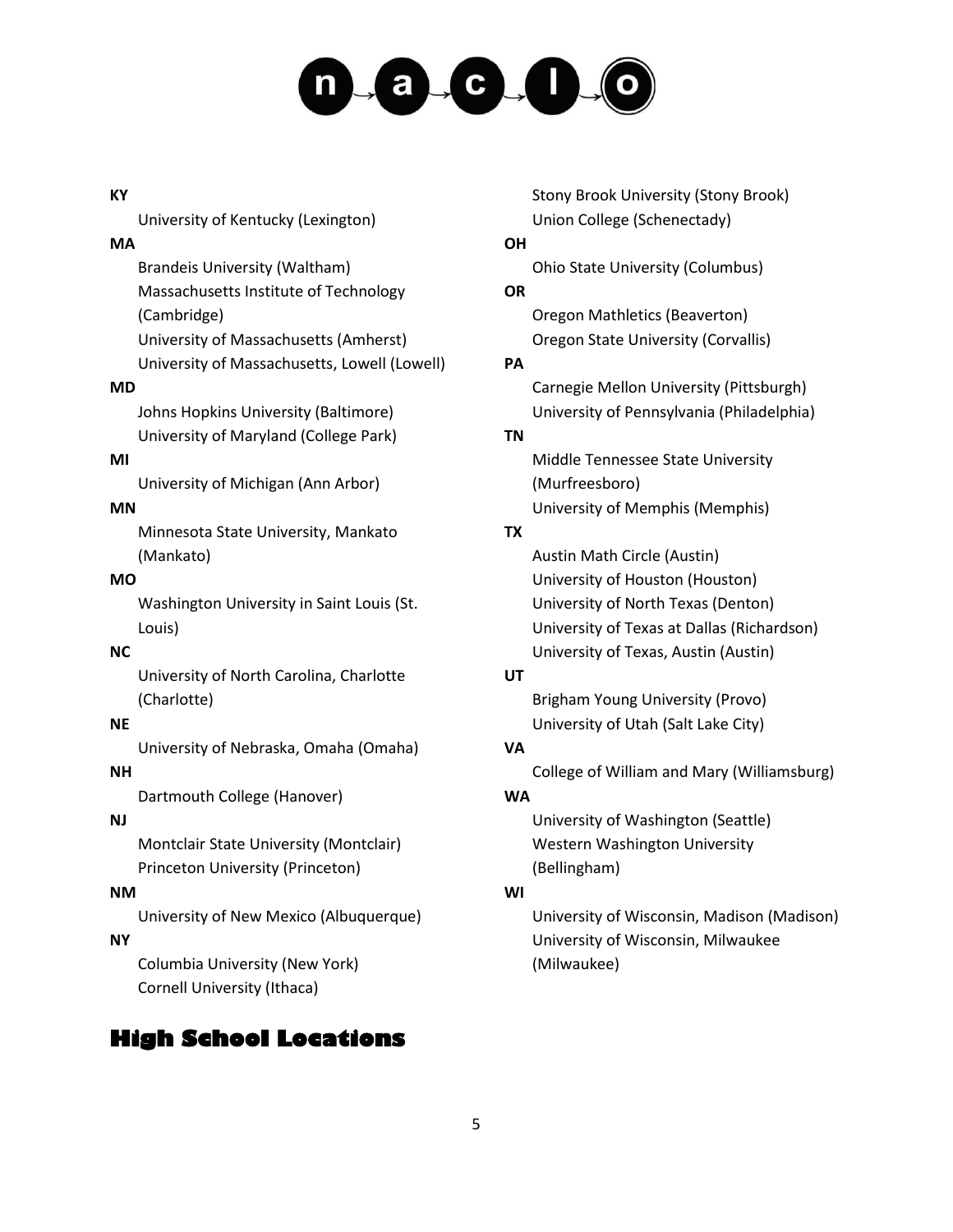**KY**

University of Kentucky (Lexington)

**MA**

Brandeis University (Waltham)
Massachusetts Institute of Technology (Cambridge)
University of Massachusetts (Amherst)
University of Massachusetts, Lowell (Lowell)

**MD**

Johns Hopkins University (Baltimore)
University of Maryland (College Park)

**MI**

University of Michigan (Ann Arbor)

**MN**

Minnesota State University, Mankato (Mankato)

**MO**

Washington University in Saint Louis (St. Louis)

**NC**

University of North Carolina, Charlotte (Charlotte)

**NE**

University of Nebraska, Omaha (Omaha)

**NH**

Dartmouth College (Hanover)

**NJ**

Montclair State University (Montclair)
Princeton University (Princeton)

**NM**

University of New Mexico (Albuquerque)

**NY**

Columbia University (New York)
Cornell University (Ithaca)
Stony Brook University (Stony Brook)
Union College (Schenectady)

**OH**

Ohio State University (Columbus)

**OR**

Oregon Mathletics (Beaverton)
Oregon State University (Corvallis)

**PA**

Carnegie Mellon University (Pittsburgh)
University of Pennsylvania (Philadelphia)

**TN**

Middle Tennessee State University (Murfreesboro)
University of Memphis (Memphis)

**TX**

Austin Math Circle (Austin)
University of Houston (Houston)
University of North Texas (Denton)
University of Texas at Dallas (Richardson)
University of Texas, Austin (Austin)

**UT**

Brigham Young University (Provo)
University of Utah (Salt Lake City)

**VA**

College of William and Mary (Williamsburg)

**WA**

University of Washington (Seattle)
Western Washington University (Bellingham)

**WI**

University of Wisconsin, Madison (Madison)
University of Wisconsin, Milwaukee (Milwaukee)

## High School Locations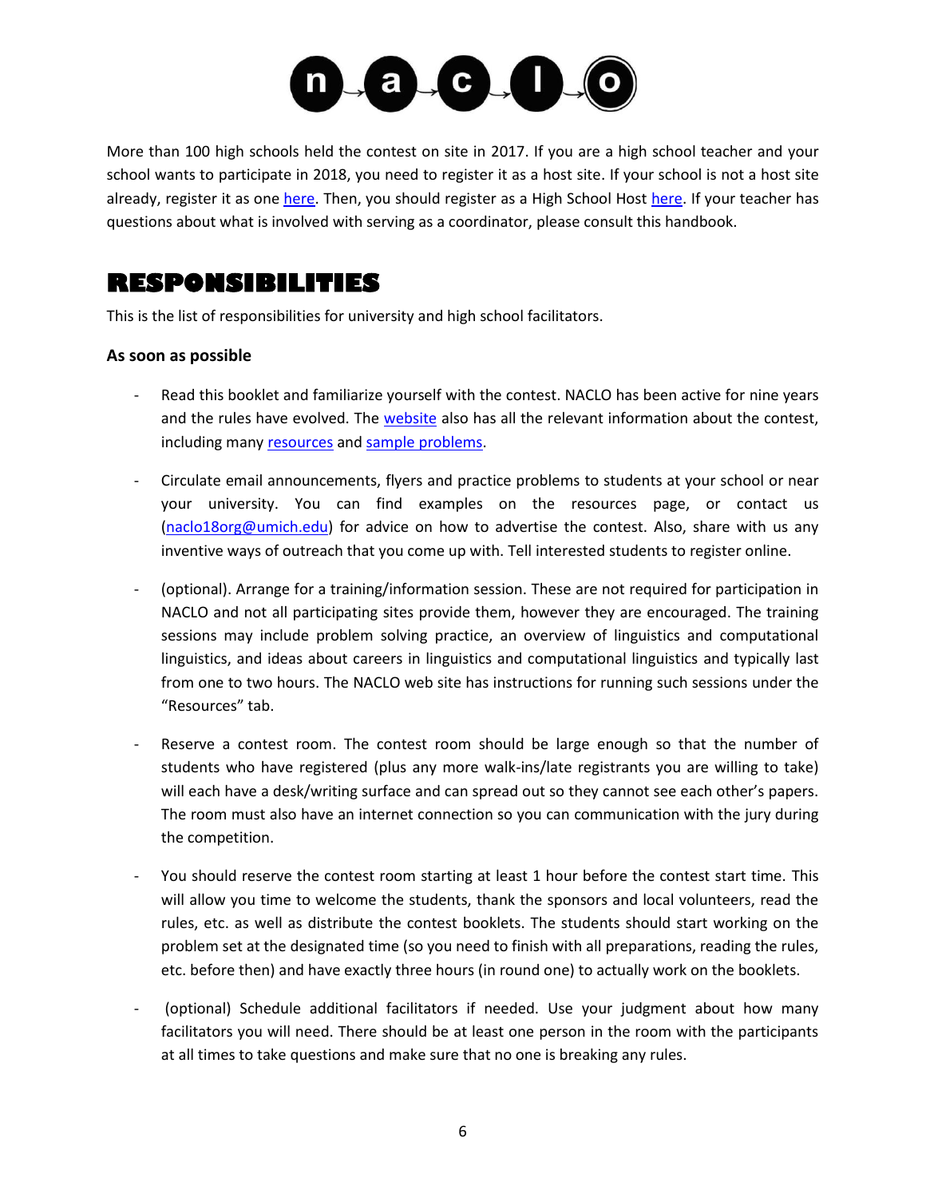More than 100 high schools held the contest on site in 2017. If you are a high school teacher and your school wants to participate in 2018, you need to register it as a host site. If your school is not a host site already, register it as one here. Then, you should register as a High School Host here. If your teacher has questions about what is involved with serving as a coordinator, please consult this handbook.

# RESPONSIBILITIES

This is the list of responsibilities for university and high school facilitators.

### As soon as possible

- Read this booklet and familiarize yourself with the contest. NACLO has been active for nine years and the rules have evolved. The website also has all the relevant information about the contest, including many resources and sample problems.

- Circulate email announcements, flyers and practice problems to students at your school or near your university. You can find examples on the resources page, or contact us (naclo18org@umich.edu) for advice on how to advertise the contest. Also, share with us any inventive ways of outreach that you come up with. Tell interested students to register online.

- (optional). Arrange for a training/information session. These are not required for participation in NACLO and not all participating sites provide them, however they are encouraged. The training sessions may include problem solving practice, an overview of linguistics and computational linguistics, and ideas about careers in linguistics and computational linguistics and typically last from one to two hours. The NACLO web site has instructions for running such sessions under the "Resources" tab.

- Reserve a contest room. The contest room should be large enough so that the number of students who have registered (plus any more walk-ins/late registrants you are willing to take) will each have a desk/writing surface and can spread out so they cannot see each other's papers. The room must also have an internet connection so you can communication with the jury during the competition.

- You should reserve the contest room starting at least 1 hour before the contest start time. This will allow you time to welcome the students, thank the sponsors and local volunteers, read the rules, etc. as well as distribute the contest booklets. The students should start working on the problem set at the designated time (so you need to finish with all preparations, reading the rules, etc. before then) and have exactly three hours (in round one) to actually work on the booklets.

- (optional) Schedule additional facilitators if needed. Use your judgment about how many facilitators you will need. There should be at least one person in the room with the participants at all times to take questions and make sure that no one is breaking any rules.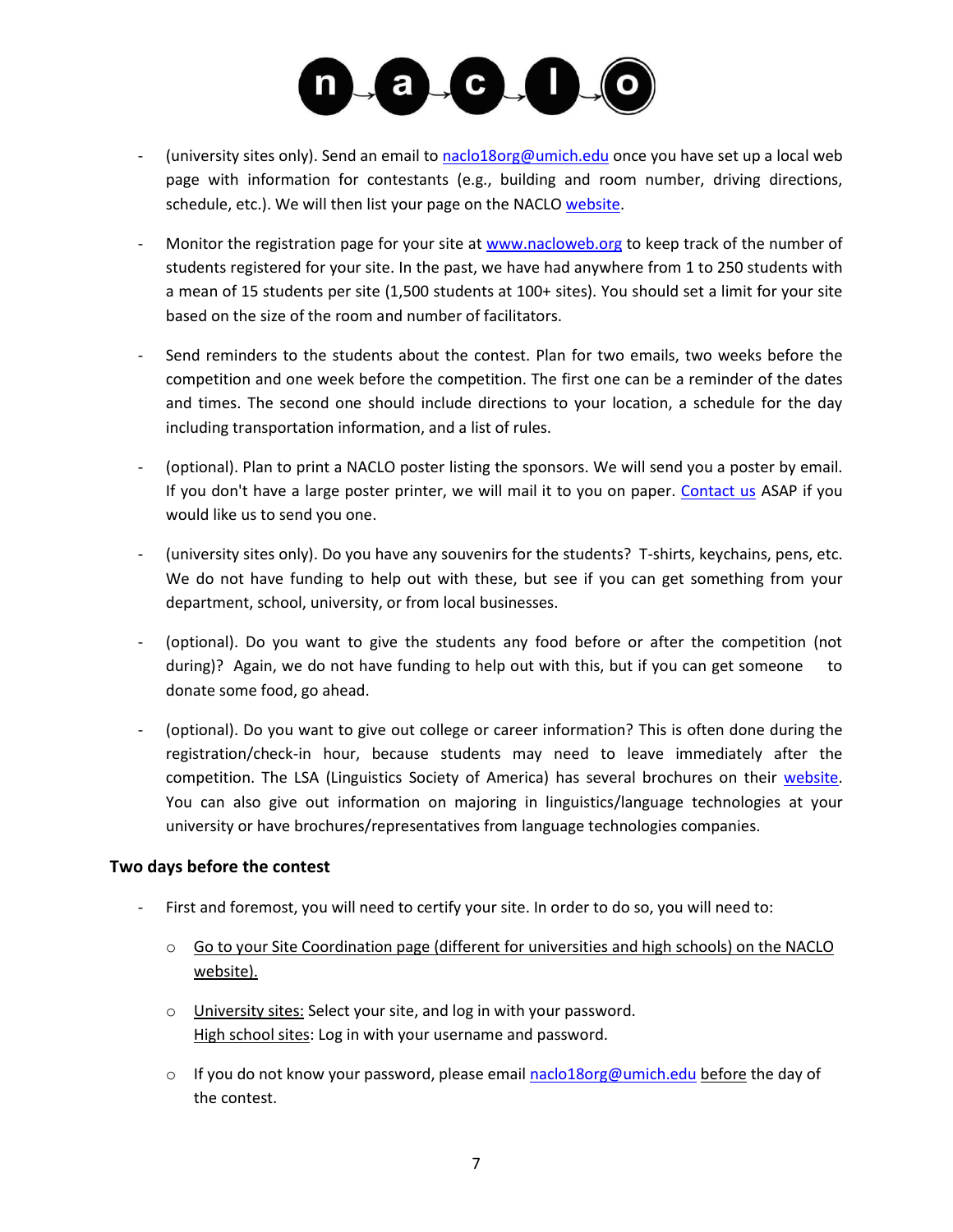- (university sites only). Send an email to naclo18org@umich.edu once you have set up a local web page with information for contestants (e.g., building and room number, driving directions, schedule, etc.). We will then list your page on the NACLO website.

- Monitor the registration page for your site at www.nacloweb.org to keep track of the number of students registered for your site. In the past, we have had anywhere from 1 to 250 students with a mean of 15 students per site (1,500 students at 100+ sites). You should set a limit for your site based on the size of the room and number of facilitators.

- Send reminders to the students about the contest. Plan for two emails, two weeks before the competition and one week before the competition. The first one can be a reminder of the dates and times. The second one should include directions to your location, a schedule for the day including transportation information, and a list of rules.

- (optional). Plan to print a NACLO poster listing the sponsors. We will send you a poster by email. If you don't have a large poster printer, we will mail it to you on paper. Contact us ASAP if you would like us to send you one.

- (university sites only). Do you have any souvenirs for the students? T-shirts, keychains, pens, etc. We do not have funding to help out with these, but see if you can get something from your department, school, university, or from local businesses.

- (optional). Do you want to give the students any food before or after the competition (not during)? Again, we do not have funding to help out with this, but if you can get someone to donate some food, go ahead.

- (optional). Do you want to give out college or career information? This is often done during the registration/check-in hour, because students may need to leave immediately after the competition. The LSA (Linguistics Society of America) has several brochures on their website. You can also give out information on majoring in linguistics/language technologies at your university or have brochures/representatives from language technologies companies.

**Two days before the contest**

- First and foremost, you will need to certify your site. In order to do so, you will need to:
  - Go to your Site Coordination page (different for universities and high schools) on the NACLO website).
  - University sites: Select your site, and log in with your password.
    High school sites: Log in with your username and password.
  - If you do not know your password, please email naclo18org@umich.edu before the day of the contest.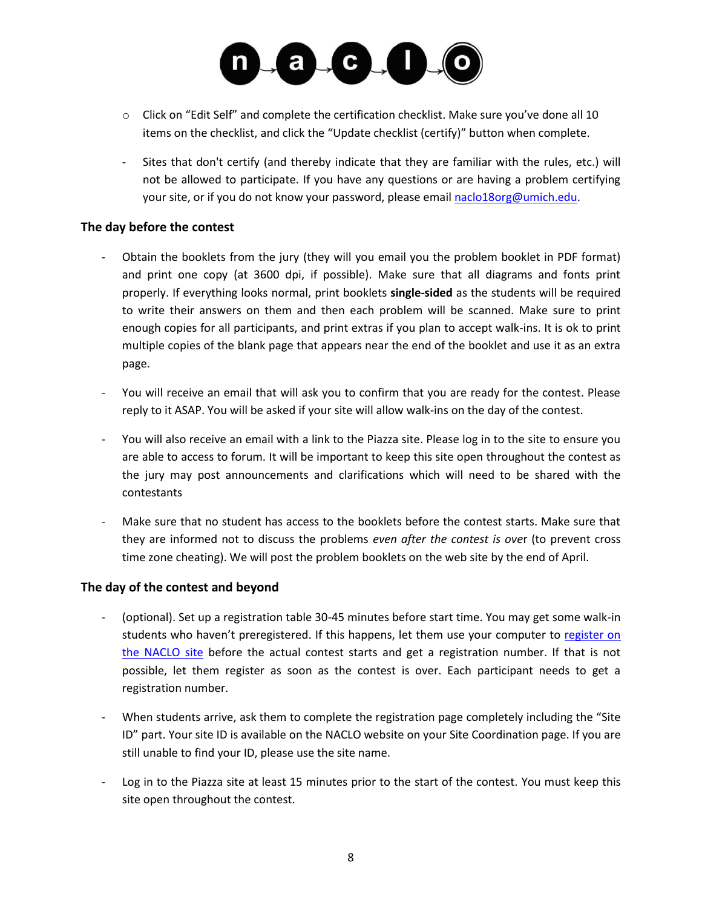- Click on "Edit Self" and complete the certification checklist. Make sure you've done all 10 items on the checklist, and click the "Update checklist (certify)" button when complete.

- Sites that don't certify (and thereby indicate that they are familiar with the rules, etc.) will not be allowed to participate. If you have any questions or are having a problem certifying your site, or if you do not know your password, please email naclo18org@umich.edu.

### The day before the contest

- Obtain the booklets from the jury (they will you email you the problem booklet in PDF format) and print one copy (at 3600 dpi, if possible). Make sure that all diagrams and fonts print properly. If everything looks normal, print booklets **single-sided** as the students will be required to write their answers on them and then each problem will be scanned. Make sure to print enough copies for all participants, and print extras if you plan to accept walk-ins. It is ok to print multiple copies of the blank page that appears near the end of the booklet and use it as an extra page.

- You will receive an email that will ask you to confirm that you are ready for the contest. Please reply to it ASAP. You will be asked if your site will allow walk-ins on the day of the contest.

- You will also receive an email with a link to the Piazza site. Please log in to the site to ensure you are able to access to forum. It will be important to keep this site open throughout the contest as the jury may post announcements and clarifications which will need to be shared with the contestants

- Make sure that no student has access to the booklets before the contest starts. Make sure that they are informed not to discuss the problems *even after the contest is over* (to prevent cross time zone cheating). We will post the problem booklets on the web site by the end of April.

### The day of the contest and beyond

- (optional). Set up a registration table 30-45 minutes before start time. You may get some walk-in students who haven't preregistered. If this happens, let them use your computer to register on the NACLO site before the actual contest starts and get a registration number. If that is not possible, let them register as soon as the contest is over. Each participant needs to get a registration number.

- When students arrive, ask them to complete the registration page completely including the "Site ID" part. Your site ID is available on the NACLO website on your Site Coordination page. If you are still unable to find your ID, please use the site name.

- Log in to the Piazza site at least 15 minutes prior to the start of the contest. You must keep this site open throughout the contest.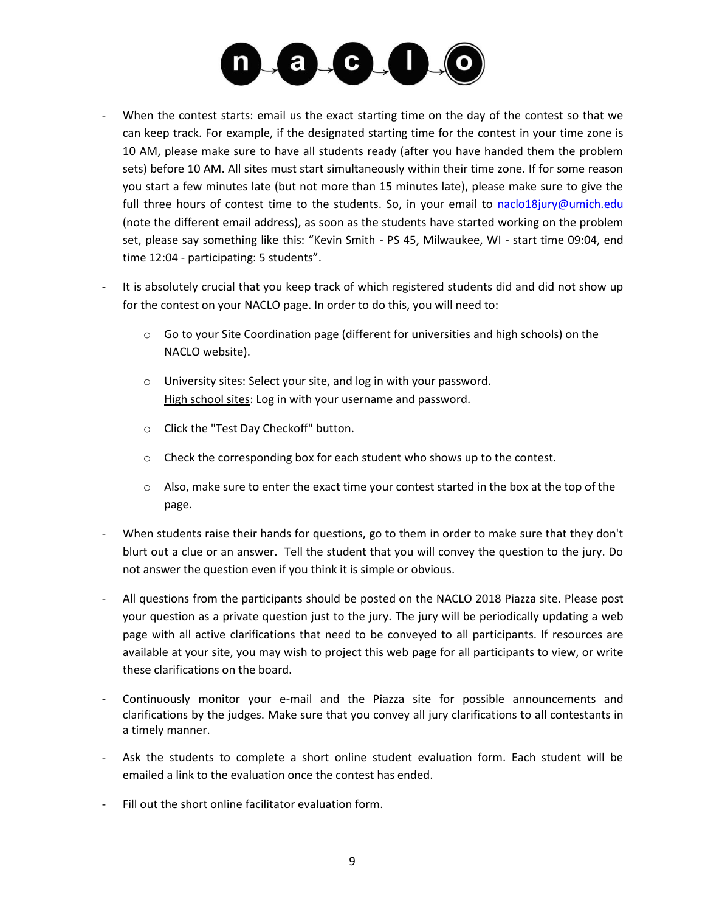- When the contest starts: email us the exact starting time on the day of the contest so that we can keep track. For example, if the designated starting time for the contest in your time zone is 10 AM, please make sure to have all students ready (after you have handed them the problem sets) before 10 AM. All sites must start simultaneously within their time zone. If for some reason you start a few minutes late (but not more than 15 minutes late), please make sure to give the full three hours of contest time to the students. So, in your email to naclo18jury@umich.edu (note the different email address), as soon as the students have started working on the problem set, please say something like this: "Kevin Smith - PS 45, Milwaukee, WI - start time 09:04, end time 12:04 - participating: 5 students".

- It is absolutely crucial that you keep track of which registered students did and did not show up for the contest on your NACLO page. In order to do this, you will need to:

    - Go to your Site Coordination page (different for universities and high schools) on the NACLO website).
    - University sites: Select your site, and log in with your password.
      High school sites: Log in with your username and password.
    - Click the "Test Day Checkoff" button.
    - Check the corresponding box for each student who shows up to the contest.
    - Also, make sure to enter the exact time your contest started in the box at the top of the page.

- When students raise their hands for questions, go to them in order to make sure that they don't blurt out a clue or an answer. Tell the student that you will convey the question to the jury. Do not answer the question even if you think it is simple or obvious.

- All questions from the participants should be posted on the NACLO 2018 Piazza site. Please post your question as a private question just to the jury. The jury will be periodically updating a web page with all active clarifications that need to be conveyed to all participants. If resources are available at your site, you may wish to project this web page for all participants to view, or write these clarifications on the board.

- Continuously monitor your e-mail and the Piazza site for possible announcements and clarifications by the judges. Make sure that you convey all jury clarifications to all contestants in a timely manner.

- Ask the students to complete a short online student evaluation form. Each student will be emailed a link to the evaluation once the contest has ended.

- Fill out the short online facilitator evaluation form.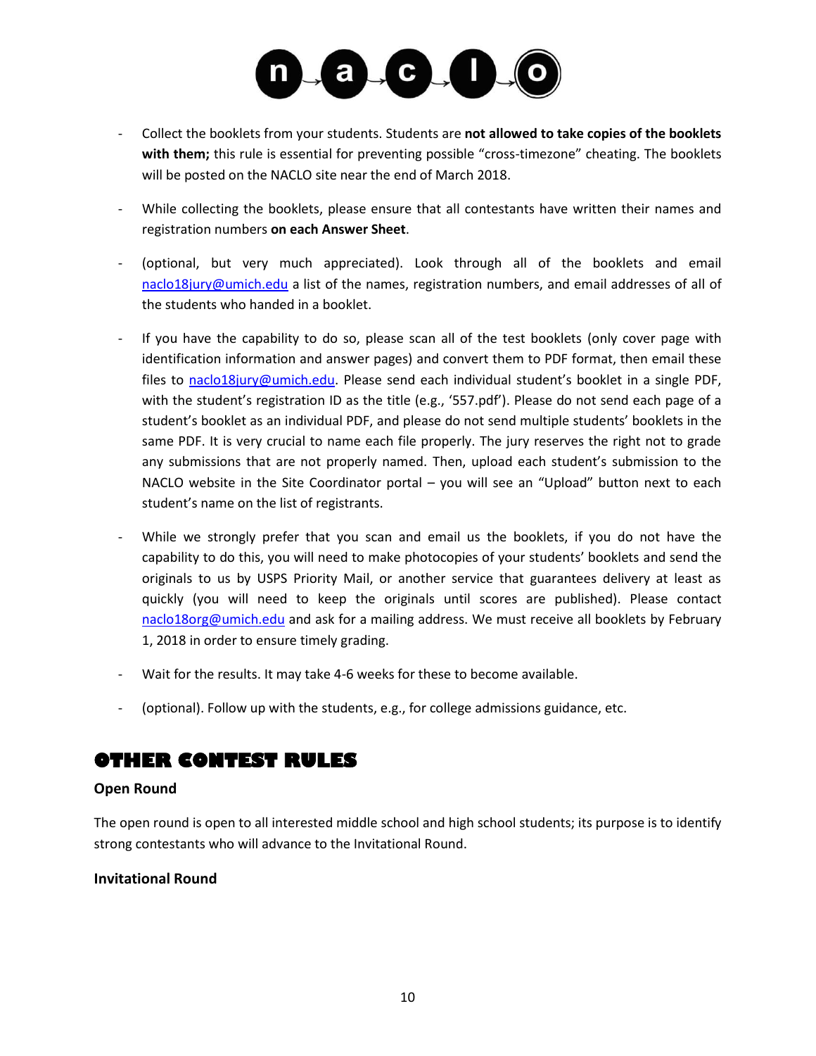- Collect the booklets from your students. Students are **not allowed to take copies of the booklets with them;** this rule is essential for preventing possible "cross-timezone" cheating. The booklets will be posted on the NACLO site near the end of March 2018.

- While collecting the booklets, please ensure that all contestants have written their names and registration numbers **on each Answer Sheet**.

- (optional, but very much appreciated). Look through all of the booklets and email naclo18jury@umich.edu a list of the names, registration numbers, and email addresses of all of the students who handed in a booklet.

- If you have the capability to do so, please scan all of the test booklets (only cover page with identification information and answer pages) and convert them to PDF format, then email these files to naclo18jury@umich.edu. Please send each individual student's booklet in a single PDF, with the student's registration ID as the title (e.g., '557.pdf'). Please do not send each page of a student's booklet as an individual PDF, and please do not send multiple students' booklets in the same PDF. It is very crucial to name each file properly. The jury reserves the right not to grade any submissions that are not properly named. Then, upload each student's submission to the NACLO website in the Site Coordinator portal – you will see an "Upload" button next to each student's name on the list of registrants.

- While we strongly prefer that you scan and email us the booklets, if you do not have the capability to do this, you will need to make photocopies of your students' booklets and send the originals to us by USPS Priority Mail, or another service that guarantees delivery at least as quickly (you will need to keep the originals until scores are published). Please contact naclo18org@umich.edu and ask for a mailing address. We must receive all booklets by February 1, 2018 in order to ensure timely grading.

- Wait for the results. It may take 4-6 weeks for these to become available.

- (optional). Follow up with the students, e.g., for college admissions guidance, etc.

# OTHER CONTEST RULES

### Open Round

The open round is open to all interested middle school and high school students; its purpose is to identify strong contestants who will advance to the Invitational Round.

### Invitational Round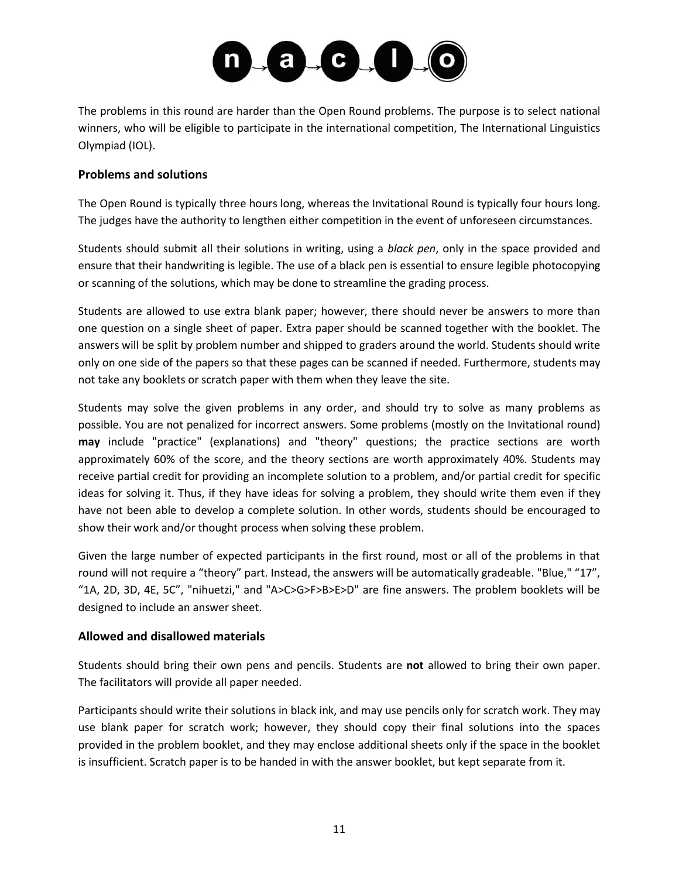The problems in this round are harder than the Open Round problems. The purpose is to select national winners, who will be eligible to participate in the international competition, The International Linguistics Olympiad (IOL).

## Problems and solutions

The Open Round is typically three hours long, whereas the Invitational Round is typically four hours long. The judges have the authority to lengthen either competition in the event of unforeseen circumstances.

Students should submit all their solutions in writing, using a *black pen*, only in the space provided and ensure that their handwriting is legible. The use of a black pen is essential to ensure legible photocopying or scanning of the solutions, which may be done to streamline the grading process.

Students are allowed to use extra blank paper; however, there should never be answers to more than one question on a single sheet of paper. Extra paper should be scanned together with the booklet. The answers will be split by problem number and shipped to graders around the world. Students should write only on one side of the papers so that these pages can be scanned if needed. Furthermore, students may not take any booklets or scratch paper with them when they leave the site.

Students may solve the given problems in any order, and should try to solve as many problems as possible. You are not penalized for incorrect answers. Some problems (mostly on the Invitational round) **may** include "practice" (explanations) and "theory" questions; the practice sections are worth approximately 60% of the score, and the theory sections are worth approximately 40%. Students may receive partial credit for providing an incomplete solution to a problem, and/or partial credit for specific ideas for solving it. Thus, if they have ideas for solving a problem, they should write them even if they have not been able to develop a complete solution. In other words, students should be encouraged to show their work and/or thought process when solving these problem.

Given the large number of expected participants in the first round, most or all of the problems in that round will not require a "theory" part. Instead, the answers will be automatically gradeable. "Blue," "17", "1A, 2D, 3D, 4E, 5C", "nihuetzi," and "A>C>G>F>B>E>D" are fine answers. The problem booklets will be designed to include an answer sheet.

## Allowed and disallowed materials

Students should bring their own pens and pencils. Students are **not** allowed to bring their own paper. The facilitators will provide all paper needed.

Participants should write their solutions in black ink, and may use pencils only for scratch work. They may use blank paper for scratch work; however, they should copy their final solutions into the spaces provided in the problem booklet, and they may enclose additional sheets only if the space in the booklet is insufficient. Scratch paper is to be handed in with the answer booklet, but kept separate from it.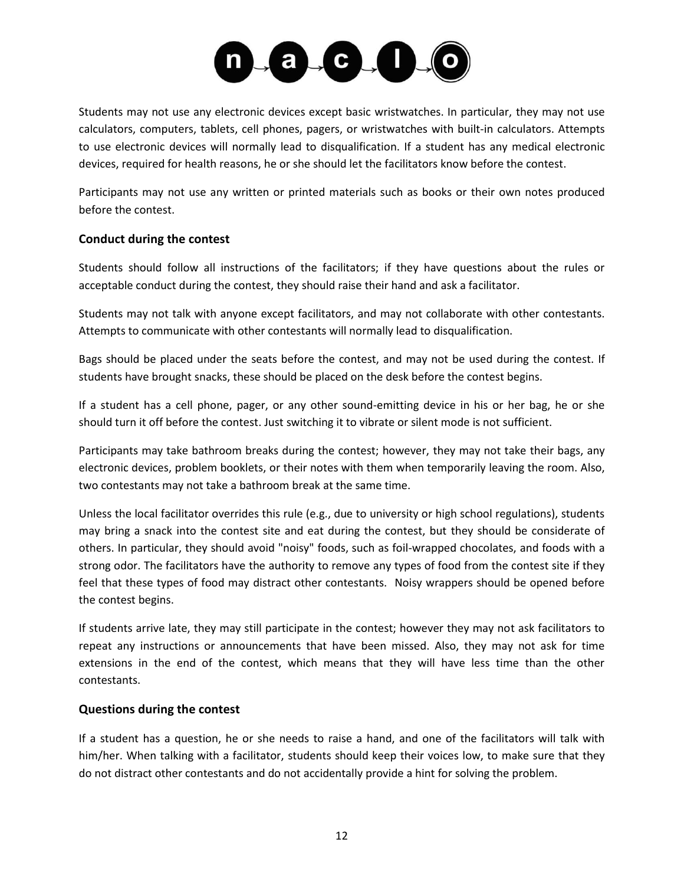Students may not use any electronic devices except basic wristwatches. In particular, they may not use calculators, computers, tablets, cell phones, pagers, or wristwatches with built-in calculators. Attempts to use electronic devices will normally lead to disqualification. If a student has any medical electronic devices, required for health reasons, he or she should let the facilitators know before the contest.

Participants may not use any written or printed materials such as books or their own notes produced before the contest.

### Conduct during the contest

Students should follow all instructions of the facilitators; if they have questions about the rules or acceptable conduct during the contest, they should raise their hand and ask a facilitator.

Students may not talk with anyone except facilitators, and may not collaborate with other contestants. Attempts to communicate with other contestants will normally lead to disqualification.

Bags should be placed under the seats before the contest, and may not be used during the contest. If students have brought snacks, these should be placed on the desk before the contest begins.

If a student has a cell phone, pager, or any other sound-emitting device in his or her bag, he or she should turn it off before the contest. Just switching it to vibrate or silent mode is not sufficient.

Participants may take bathroom breaks during the contest; however, they may not take their bags, any electronic devices, problem booklets, or their notes with them when temporarily leaving the room. Also, two contestants may not take a bathroom break at the same time.

Unless the local facilitator overrides this rule (e.g., due to university or high school regulations), students may bring a snack into the contest site and eat during the contest, but they should be considerate of others. In particular, they should avoid "noisy" foods, such as foil-wrapped chocolates, and foods with a strong odor. The facilitators have the authority to remove any types of food from the contest site if they feel that these types of food may distract other contestants. Noisy wrappers should be opened before the contest begins.

If students arrive late, they may still participate in the contest; however they may not ask facilitators to repeat any instructions or announcements that have been missed. Also, they may not ask for time extensions in the end of the contest, which means that they will have less time than the other contestants.

### Questions during the contest

If a student has a question, he or she needs to raise a hand, and one of the facilitators will talk with him/her. When talking with a facilitator, students should keep their voices low, to make sure that they do not distract other contestants and do not accidentally provide a hint for solving the problem.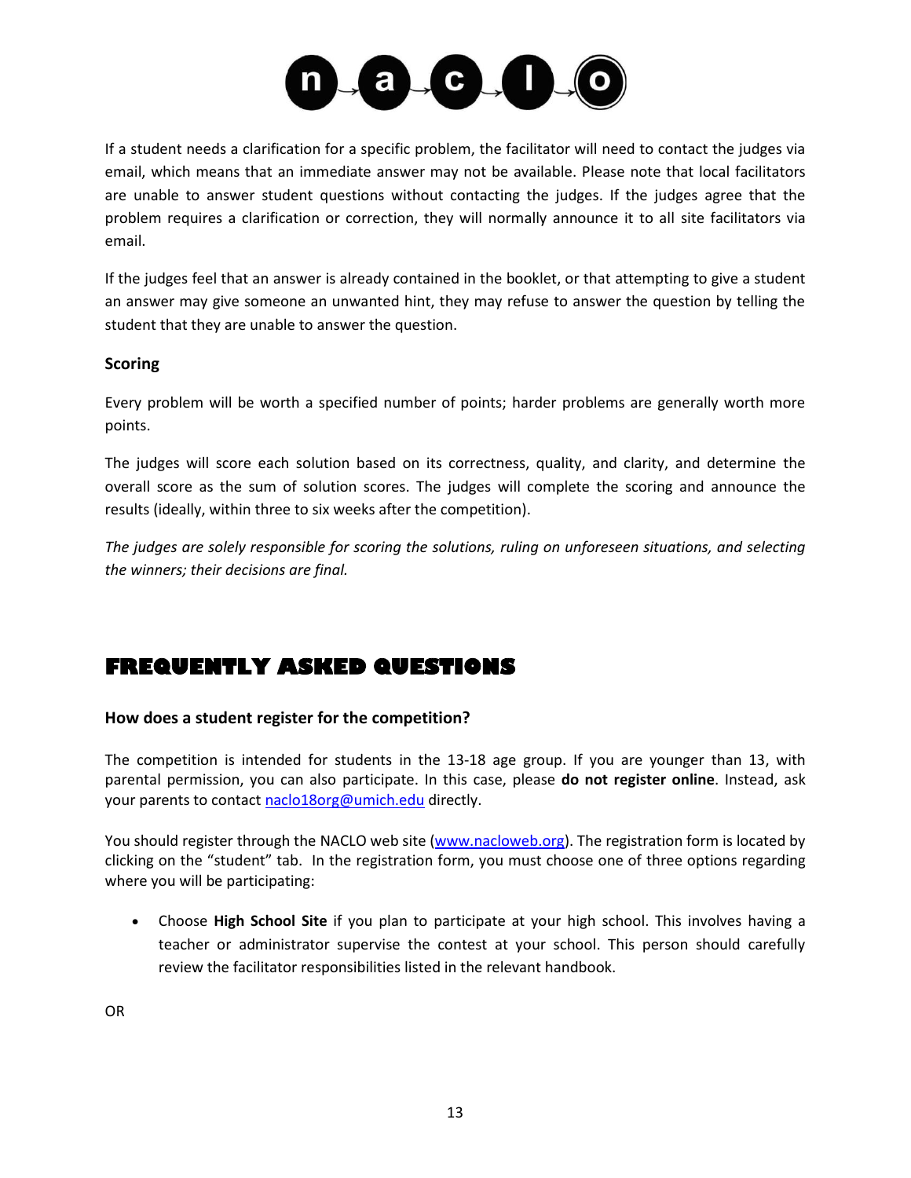If a student needs a clarification for a specific problem, the facilitator will need to contact the judges via email, which means that an immediate answer may not be available. Please note that local facilitators are unable to answer student questions without contacting the judges. If the judges agree that the problem requires a clarification or correction, they will normally announce it to all site facilitators via email.

If the judges feel that an answer is already contained in the booklet, or that attempting to give a student an answer may give someone an unwanted hint, they may refuse to answer the question by telling the student that they are unable to answer the question.

### Scoring

Every problem will be worth a specified number of points; harder problems are generally worth more points.

The judges will score each solution based on its correctness, quality, and clarity, and determine the overall score as the sum of solution scores. The judges will complete the scoring and announce the results (ideally, within three to six weeks after the competition).

*The judges are solely responsible for scoring the solutions, ruling on unforeseen situations, and selecting the winners; their decisions are final.*

## FREQUENTLY ASKED QUESTIONS

### How does a student register for the competition?

The competition is intended for students in the 13-18 age group. If you are younger than 13, with parental permission, you can also participate. In this case, please **do not register online**. Instead, ask your parents to contact naclo18org@umich.edu directly.

You should register through the NACLO web site (www.nacloweb.org). The registration form is located by clicking on the "student" tab. In the registration form, you must choose one of three options regarding where you will be participating:

- Choose **High School Site** if you plan to participate at your high school. This involves having a teacher or administrator supervise the contest at your school. This person should carefully review the facilitator responsibilities listed in the relevant handbook.

OR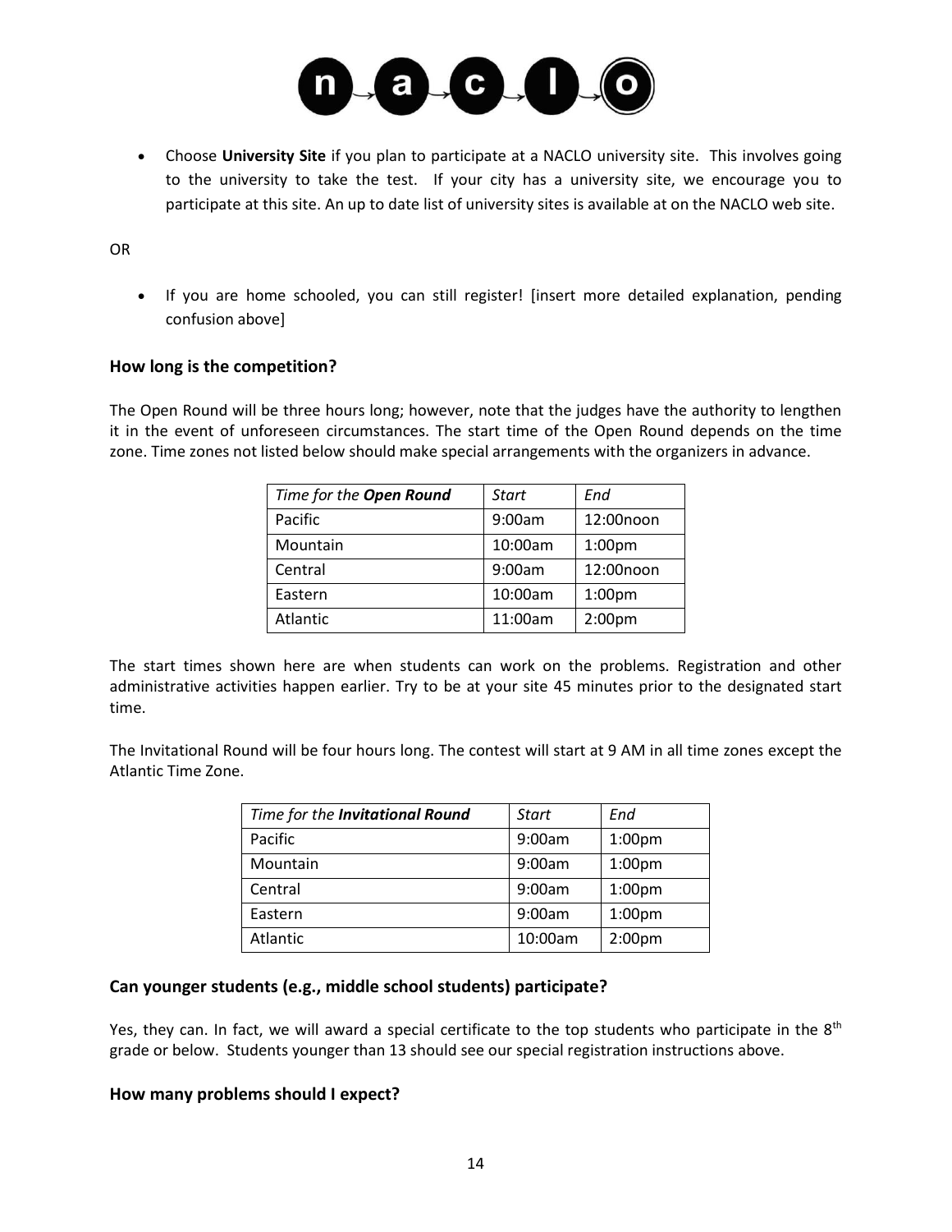- Choose **University Site** if you plan to participate at a NACLO university site. This involves going to the university to take the test. If your city has a university site, we encourage you to participate at this site. An up to date list of university sites is available at on the NACLO web site.

OR

- If you are home schooled, you can still register! [insert more detailed explanation, pending confusion above]

### How long is the competition?

The Open Round will be three hours long; however, note that the judges have the authority to lengthen it in the event of unforeseen circumstances. The start time of the Open Round depends on the time zone. Time zones not listed below should make special arrangements with the organizers in advance.

| *Time for the **Open Round*** | *Start* | *End* |
|---|---|---|
| Pacific | 9:00am | 12:00noon |
| Mountain | 10:00am | 1:00pm |
| Central | 9:00am | 12:00noon |
| Eastern | 10:00am | 1:00pm |
| Atlantic | 11:00am | 2:00pm |

The start times shown here are when students can work on the problems. Registration and other administrative activities happen earlier. Try to be at your site 45 minutes prior to the designated start time.

The Invitational Round will be four hours long. The contest will start at 9 AM in all time zones except the Atlantic Time Zone.

| *Time for the **Invitational Round*** | *Start* | *End* |
|---|---|---|
| Pacific | 9:00am | 1:00pm |
| Mountain | 9:00am | 1:00pm |
| Central | 9:00am | 1:00pm |
| Eastern | 9:00am | 1:00pm |
| Atlantic | 10:00am | 2:00pm |

### Can younger students (e.g., middle school students) participate?

Yes, they can. In fact, we will award a special certificate to the top students who participate in the 8th grade or below. Students younger than 13 should see our special registration instructions above.

### How many problems should I expect?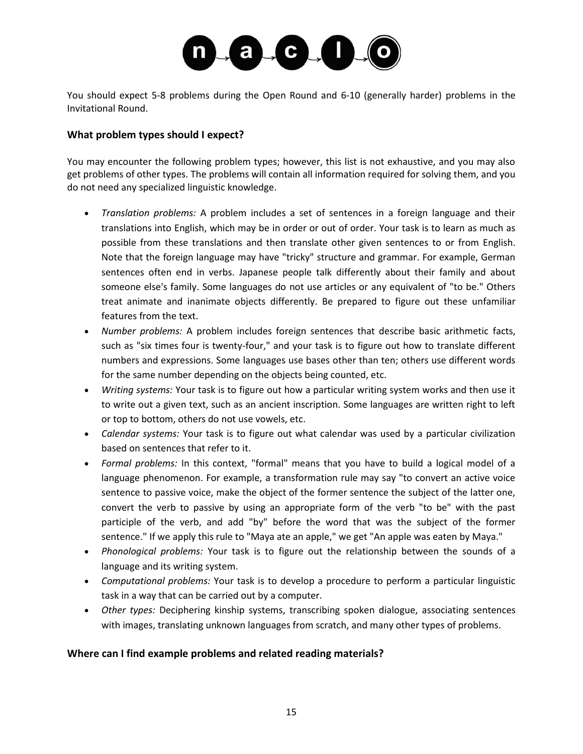You should expect 5-8 problems during the Open Round and 6-10 (generally harder) problems in the Invitational Round.

### What problem types should I expect?

You may encounter the following problem types; however, this list is not exhaustive, and you may also get problems of other types. The problems will contain all information required for solving them, and you do not need any specialized linguistic knowledge.

- *Translation problems:* A problem includes a set of sentences in a foreign language and their translations into English, which may be in order or out of order. Your task is to learn as much as possible from these translations and then translate other given sentences to or from English. Note that the foreign language may have "tricky" structure and grammar. For example, German sentences often end in verbs. Japanese people talk differently about their family and about someone else's family. Some languages do not use articles or any equivalent of "to be." Others treat animate and inanimate objects differently. Be prepared to figure out these unfamiliar features from the text.
- *Number problems:* A problem includes foreign sentences that describe basic arithmetic facts, such as "six times four is twenty-four," and your task is to figure out how to translate different numbers and expressions. Some languages use bases other than ten; others use different words for the same number depending on the objects being counted, etc.
- *Writing systems:* Your task is to figure out how a particular writing system works and then use it to write out a given text, such as an ancient inscription. Some languages are written right to left or top to bottom, others do not use vowels, etc.
- *Calendar systems:* Your task is to figure out what calendar was used by a particular civilization based on sentences that refer to it.
- *Formal problems:* In this context, "formal" means that you have to build a logical model of a language phenomenon. For example, a transformation rule may say "to convert an active voice sentence to passive voice, make the object of the former sentence the subject of the latter one, convert the verb to passive by using an appropriate form of the verb "to be" with the past participle of the verb, and add "by" before the word that was the subject of the former sentence." If we apply this rule to "Maya ate an apple," we get "An apple was eaten by Maya."
- *Phonological problems:* Your task is to figure out the relationship between the sounds of a language and its writing system.
- *Computational problems:* Your task is to develop a procedure to perform a particular linguistic task in a way that can be carried out by a computer.
- *Other types:* Deciphering kinship systems, transcribing spoken dialogue, associating sentences with images, translating unknown languages from scratch, and many other types of problems.

### Where can I find example problems and related reading materials?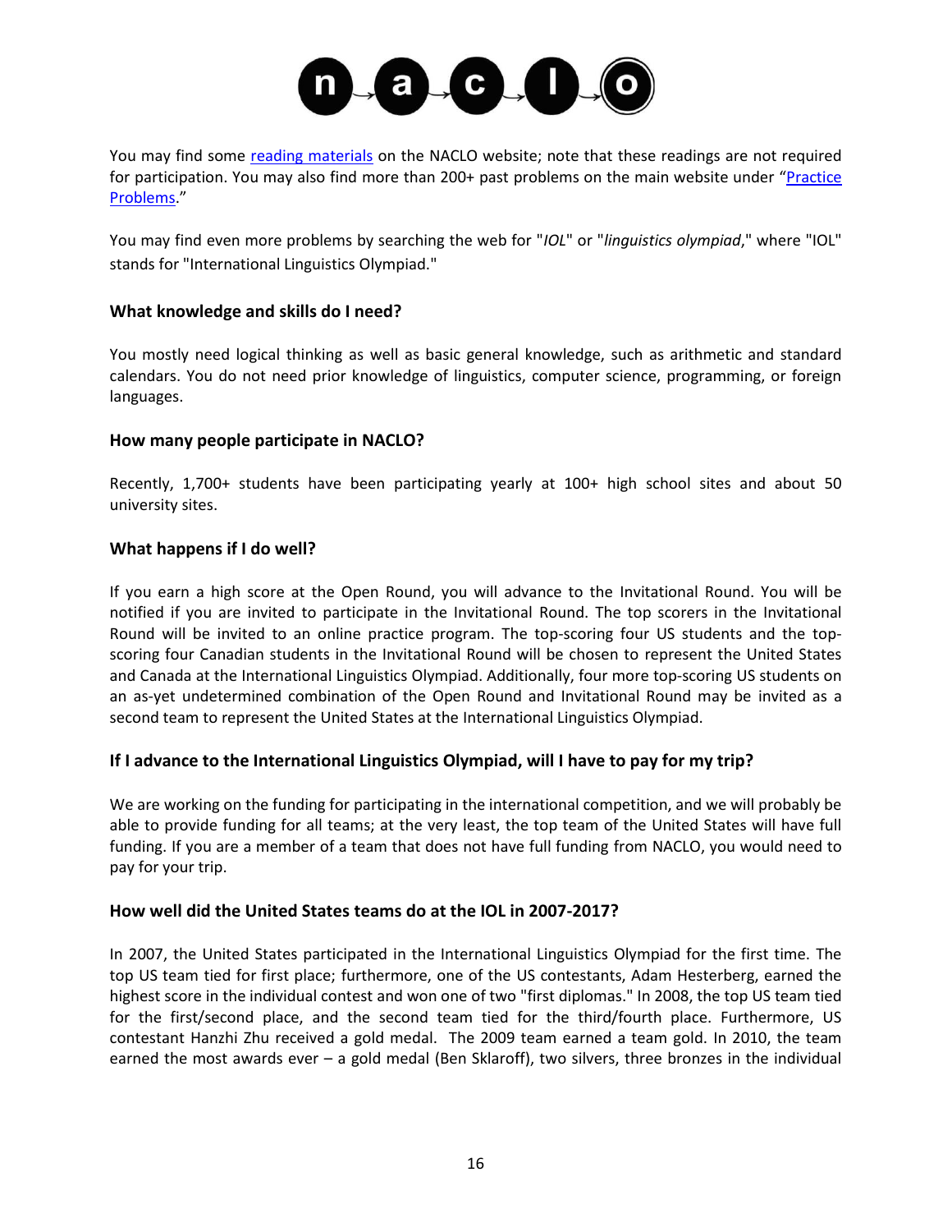You may find some [reading materials](#) on the NACLO website; note that these readings are not required for participation. You may also find more than 200+ past problems on the main website under "[Practice Problems](#)."

You may find even more problems by searching the web for "*IOL*" or "*linguistics olympiad*," where "IOL" stands for "International Linguistics Olympiad."

### What knowledge and skills do I need?

You mostly need logical thinking as well as basic general knowledge, such as arithmetic and standard calendars. You do not need prior knowledge of linguistics, computer science, programming, or foreign languages.

### How many people participate in NACLO?

Recently, 1,700+ students have been participating yearly at 100+ high school sites and about 50 university sites.

### What happens if I do well?

If you earn a high score at the Open Round, you will advance to the Invitational Round. You will be notified if you are invited to participate in the Invitational Round. The top scorers in the Invitational Round will be invited to an online practice program. The top-scoring four US students and the top-scoring four Canadian students in the Invitational Round will be chosen to represent the United States and Canada at the International Linguistics Olympiad. Additionally, four more top-scoring US students on an as-yet undetermined combination of the Open Round and Invitational Round may be invited as a second team to represent the United States at the International Linguistics Olympiad.

### If I advance to the International Linguistics Olympiad, will I have to pay for my trip?

We are working on the funding for participating in the international competition, and we will probably be able to provide funding for all teams; at the very least, the top team of the United States will have full funding. If you are a member of a team that does not have full funding from NACLO, you would need to pay for your trip.

### How well did the United States teams do at the IOL in 2007-2017?

In 2007, the United States participated in the International Linguistics Olympiad for the first time. The top US team tied for first place; furthermore, one of the US contestants, Adam Hesterberg, earned the highest score in the individual contest and won one of two "first diplomas." In 2008, the top US team tied for the first/second place, and the second team tied for the third/fourth place. Furthermore, US contestant Hanzhi Zhu received a gold medal. The 2009 team earned a team gold. In 2010, the team earned the most awards ever – a gold medal (Ben Sklaroff), two silvers, three bronzes in the individual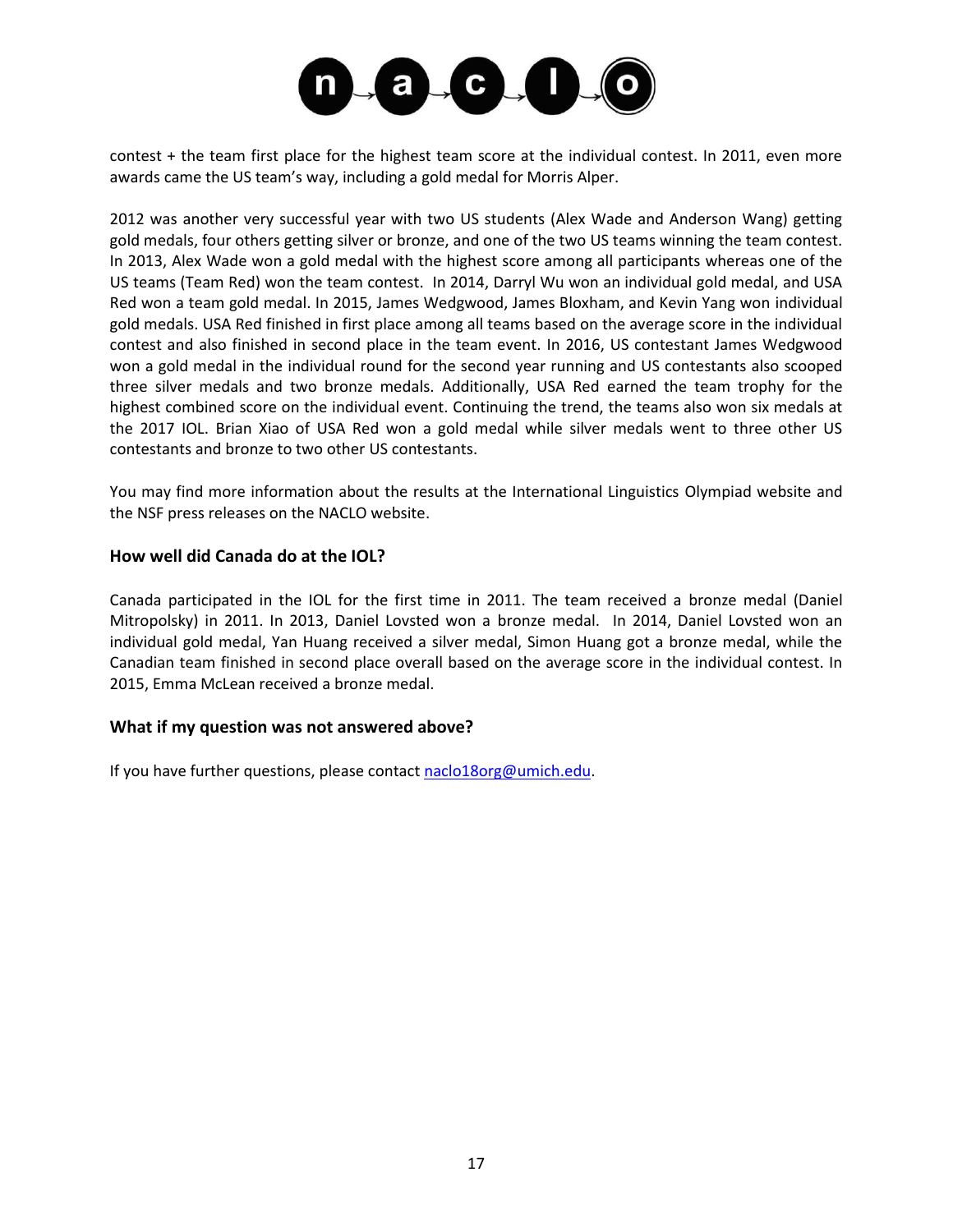contest + the team first place for the highest team score at the individual contest. In 2011, even more awards came the US team's way, including a gold medal for Morris Alper.

2012 was another very successful year with two US students (Alex Wade and Anderson Wang) getting gold medals, four others getting silver or bronze, and one of the two US teams winning the team contest. In 2013, Alex Wade won a gold medal with the highest score among all participants whereas one of the US teams (Team Red) won the team contest. In 2014, Darryl Wu won an individual gold medal, and USA Red won a team gold medal. In 2015, James Wedgwood, James Bloxham, and Kevin Yang won individual gold medals. USA Red finished in first place among all teams based on the average score in the individual contest and also finished in second place in the team event. In 2016, US contestant James Wedgwood won a gold medal in the individual round for the second year running and US contestants also scooped three silver medals and two bronze medals. Additionally, USA Red earned the team trophy for the highest combined score on the individual event. Continuing the trend, the teams also won six medals at the 2017 IOL. Brian Xiao of USA Red won a gold medal while silver medals went to three other US contestants and bronze to two other US contestants.

You may find more information about the results at the International Linguistics Olympiad website and the NSF press releases on the NACLO website.

### How well did Canada do at the IOL?

Canada participated in the IOL for the first time in 2011. The team received a bronze medal (Daniel Mitropolsky) in 2011. In 2013, Daniel Lovsted won a bronze medal. In 2014, Daniel Lovsted won an individual gold medal, Yan Huang received a silver medal, Simon Huang got a bronze medal, while the Canadian team finished in second place overall based on the average score in the individual contest. In 2015, Emma McLean received a bronze medal.

### What if my question was not answered above?

If you have further questions, please contact naclo18org@umich.edu.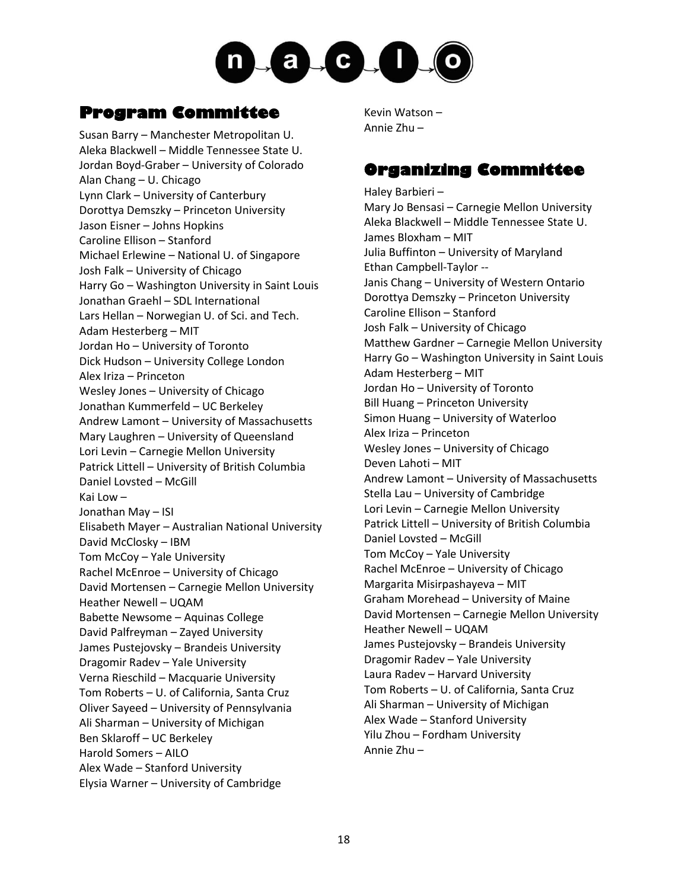## Program Committee

Susan Barry – Manchester Metropolitan U.
Aleka Blackwell – Middle Tennessee State U.
Jordan Boyd-Graber – University of Colorado
Alan Chang – U. Chicago
Lynn Clark – University of Canterbury
Dorottya Demszky – Princeton University
Jason Eisner – Johns Hopkins
Caroline Ellison – Stanford
Michael Erlewine – National U. of Singapore
Josh Falk – University of Chicago
Harry Go – Washington University in Saint Louis
Jonathan Graehl – SDL International
Lars Hellan – Norwegian U. of Sci. and Tech.
Adam Hesterberg – MIT
Jordan Ho – University of Toronto
Dick Hudson – University College London
Alex Iriza – Princeton
Wesley Jones – University of Chicago
Jonathan Kummerfeld – UC Berkeley
Andrew Lamont – University of Massachusetts
Mary Laughren – University of Queensland
Lori Levin – Carnegie Mellon University
Patrick Littell – University of British Columbia
Daniel Lovsted – McGill
Kai Low –
Jonathan May – ISI
Elisabeth Mayer – Australian National University
David McClosky – IBM
Tom McCoy – Yale University
Rachel McEnroe – University of Chicago
David Mortensen – Carnegie Mellon University
Heather Newell – UQAM
Babette Newsome – Aquinas College
David Palfreyman – Zayed University
James Pustejovsky – Brandeis University
Dragomir Radev – Yale University
Verna Rieschild – Macquarie University
Tom Roberts – U. of California, Santa Cruz
Oliver Sayeed – University of Pennsylvania
Ali Sharman – University of Michigan
Ben Sklaroff – UC Berkeley
Harold Somers – AILO
Alex Wade – Stanford University
Elysia Warner – University of Cambridge
Kevin Watson –
Annie Zhu –

## Organizing Committee

Haley Barbieri –
Mary Jo Bensasi – Carnegie Mellon University
Aleka Blackwell – Middle Tennessee State U.
James Bloxham – MIT
Julia Buffinton – University of Maryland
Ethan Campbell-Taylor --
Janis Chang – University of Western Ontario
Dorottya Demszky – Princeton University
Caroline Ellison – Stanford
Josh Falk – University of Chicago
Matthew Gardner – Carnegie Mellon University
Harry Go – Washington University in Saint Louis
Adam Hesterberg – MIT
Jordan Ho – University of Toronto
Bill Huang – Princeton University
Simon Huang – University of Waterloo
Alex Iriza – Princeton
Wesley Jones – University of Chicago
Deven Lahoti – MIT
Andrew Lamont – University of Massachusetts
Stella Lau – University of Cambridge
Lori Levin – Carnegie Mellon University
Patrick Littell – University of British Columbia
Daniel Lovsted – McGill
Tom McCoy – Yale University
Rachel McEnroe – University of Chicago
Margarita Misirpashayeva – MIT
Graham Morehead – University of Maine
David Mortensen – Carnegie Mellon University
Heather Newell – UQAM
James Pustejovsky – Brandeis University
Dragomir Radev – Yale University
Laura Radev – Harvard University
Tom Roberts – U. of California, Santa Cruz
Ali Sharman – University of Michigan
Alex Wade – Stanford University
Yilu Zhou – Fordham University
Annie Zhu –